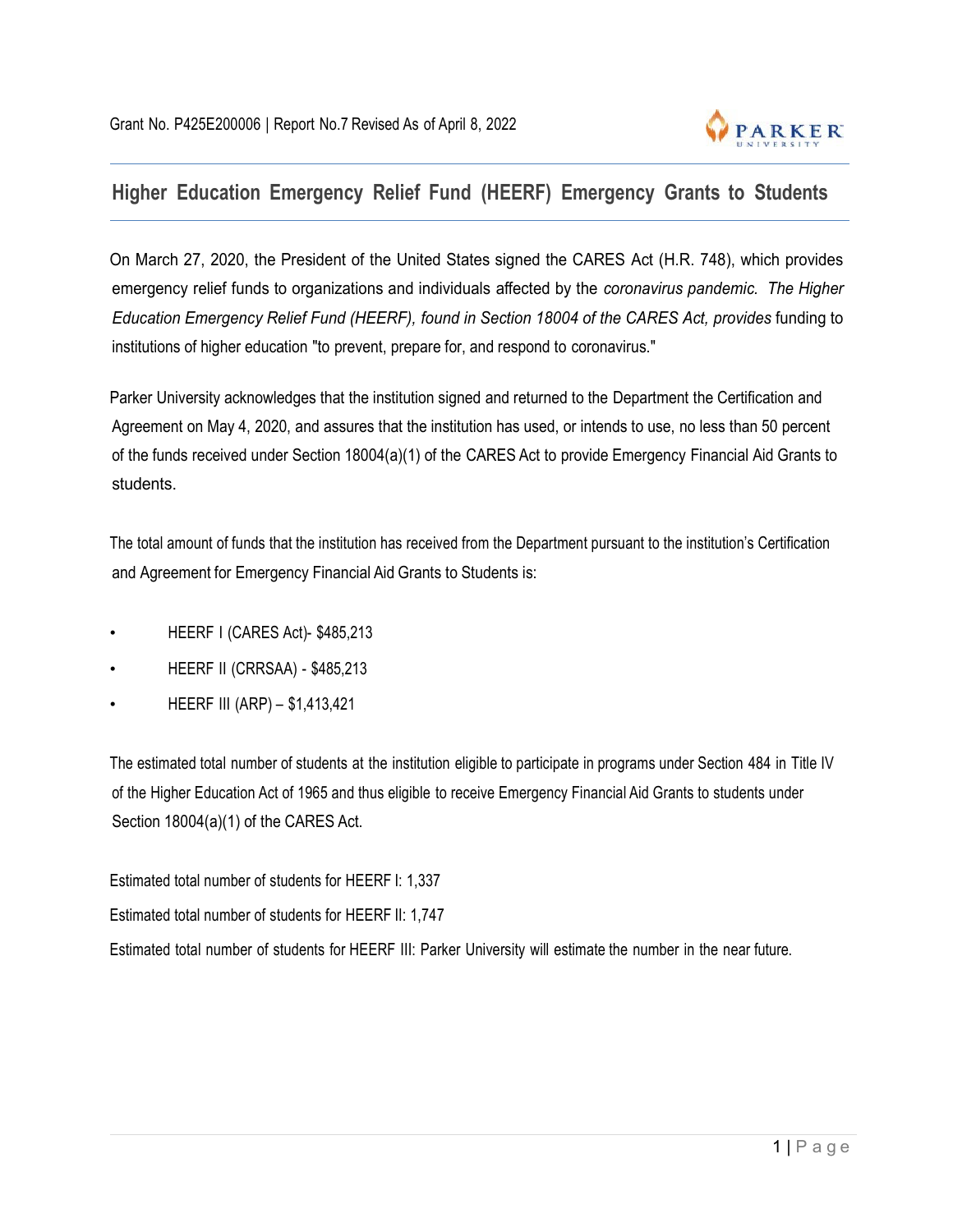Grant No. P425E200006 | Report No.7 Revised As of April 8, 2022

## Higher Education Emergency Relief Fund (HEERF) Emergency Grants to Students

On March 27, 2020, the President of the United States signed the CARES Act (H.R. 748), which provides emergency relief funds to organizations and individuals affected by the *coronavirus pandemic. The Higher Education Emergency Relief Fund (HEERF), found in Section 18004 of the CARES Act, provides* funding to institutions of higher education "to prevent, prepare for, and respond to coronavirus."

Parker University acknowledges that the institution signed and returned to the Department the Certification and Agreement on May 4, 2020, and assures that the institution has used, or intends to use, no less than 50 percent of the funds received under Section 18004(a)(1) of the CARES Act to provide Emergency Financial Aid Grants to students.

The total amount of funds that the institution has received from the Department pursuant to the institution's Certification and Agreement for Emergency Financial Aid Grants to Students is:

- HEERF I (CARES Act)- $485,213
- HEERF II (CRRSAA) - $485,213
- HEERF III (ARP) – $1,413,421

The estimated total number of students at the institution eligible to participate in programs under Section 484 in Title IV of the Higher Education Act of 1965 and thus eligible to receive Emergency Financial Aid Grants to students under Section 18004(a)(1) of the CARES Act.

Estimated total number of students for HEERF I: 1,337

Estimated total number of students for HEERF II: 1,747

Estimated total number of students for HEERF III: Parker University will estimate the number in the near future.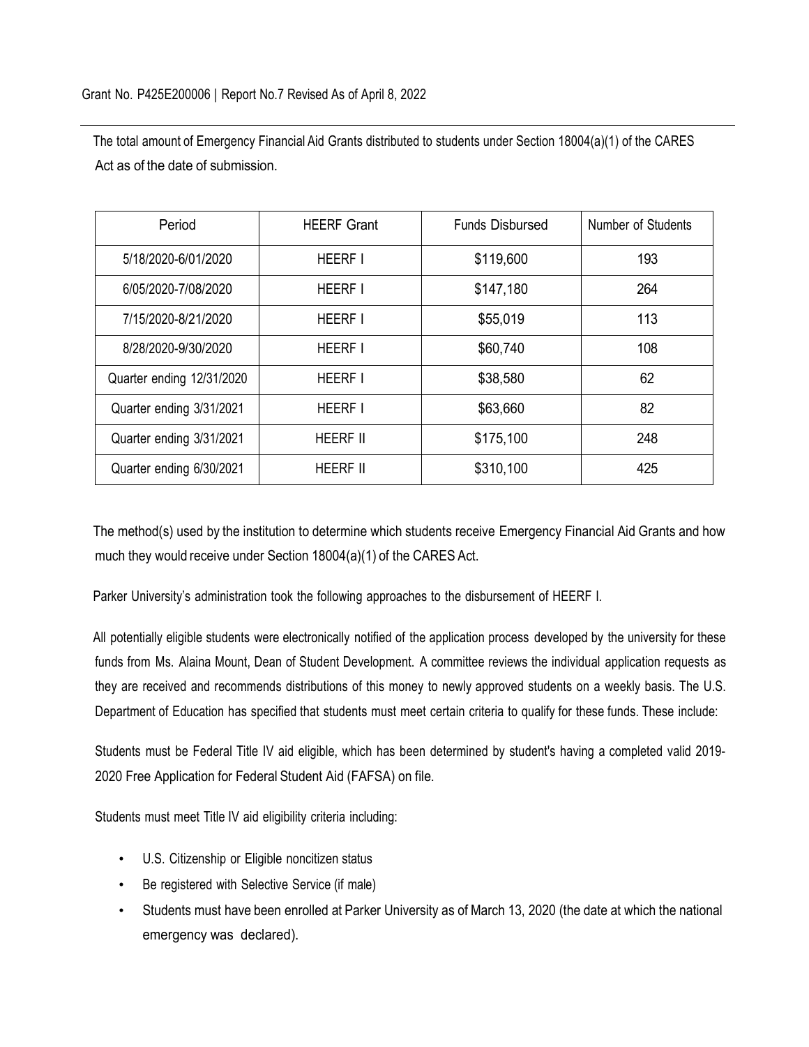Grant No. P425E200006 | Report No.7 Revised As of April 8, 2022

The total amount of Emergency Financial Aid Grants distributed to students under Section 18004(a)(1) of the CARES Act as of the date of submission.

| Period | HEERF Grant | Funds Disbursed | Number of Students |
|---|---|---|---|
| 5/18/2020-6/01/2020 | HEERF I | $119,600 | 193 |
| 6/05/2020-7/08/2020 | HEERF I | $147,180 | 264 |
| 7/15/2020-8/21/2020 | HEERF I | $55,019 | 113 |
| 8/28/2020-9/30/2020 | HEERF I | $60,740 | 108 |
| Quarter ending 12/31/2020 | HEERF I | $38,580 | 62 |
| Quarter ending 3/31/2021 | HEERF I | $63,660 | 82 |
| Quarter ending 3/31/2021 | HEERF II | $175,100 | 248 |
| Quarter ending 6/30/2021 | HEERF II | $310,100 | 425 |

The method(s) used by the institution to determine which students receive Emergency Financial Aid Grants and how much they would receive under Section 18004(a)(1) of the CARES Act.

Parker University's administration took the following approaches to the disbursement of HEERF I.

All potentially eligible students were electronically notified of the application process developed by the university for these funds from Ms. Alaina Mount, Dean of Student Development. A committee reviews the individual application requests as they are received and recommends distributions of this money to newly approved students on a weekly basis. The U.S. Department of Education has specified that students must meet certain criteria to qualify for these funds. These include:

Students must be Federal Title IV aid eligible, which has been determined by student's having a completed valid 2019-2020 Free Application for Federal Student Aid (FAFSA) on file.

Students must meet Title IV aid eligibility criteria including:

- U.S. Citizenship or Eligible noncitizen status
- Be registered with Selective Service (if male)
- Students must have been enrolled at Parker University as of March 13, 2020 (the date at which the national emergency was declared).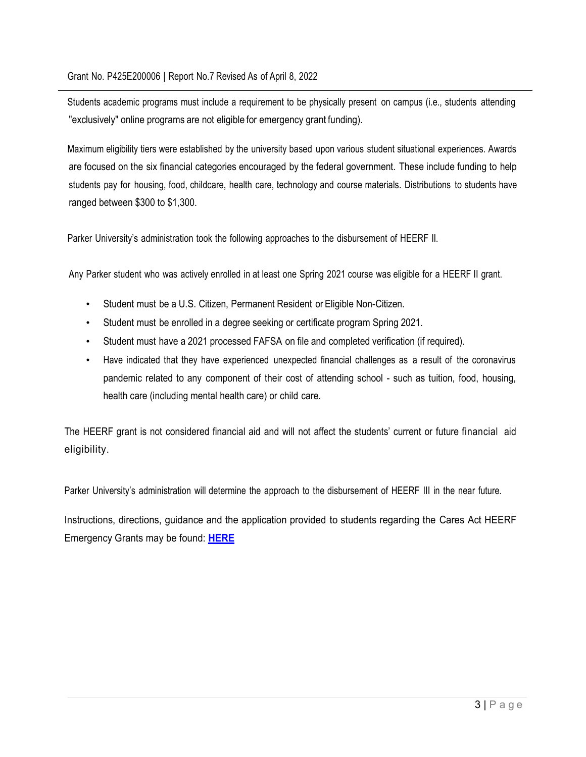Students academic programs must include a requirement to be physically present on campus (i.e., students attending "exclusively" online programs are not eligible for emergency grant funding).

Maximum eligibility tiers were established by the university based upon various student situational experiences. Awards are focused on the six financial categories encouraged by the federal government. These include funding to help students pay for housing, food, childcare, health care, technology and course materials. Distributions to students have ranged between $300 to $1,300.

Parker University's administration took the following approaches to the disbursement of HEERF II.

Any Parker student who was actively enrolled in at least one Spring 2021 course was eligible for a HEERF II grant.

- Student must be a U.S. Citizen, Permanent Resident or Eligible Non-Citizen.
- Student must be enrolled in a degree seeking or certificate program Spring 2021.
- Student must have a 2021 processed FAFSA on file and completed verification (if required).
- Have indicated that they have experienced unexpected financial challenges as a result of the coronavirus pandemic related to any component of their cost of attending school - such as tuition, food, housing, health care (including mental health care) or child care.

The HEERF grant is not considered financial aid and will not affect the students' current or future financial aid eligibility.

Parker University's administration will determine the approach to the disbursement of HEERF III in the near future.

Instructions, directions, guidance and the application provided to students regarding the Cares Act HEERF Emergency Grants may be found: **HERE**